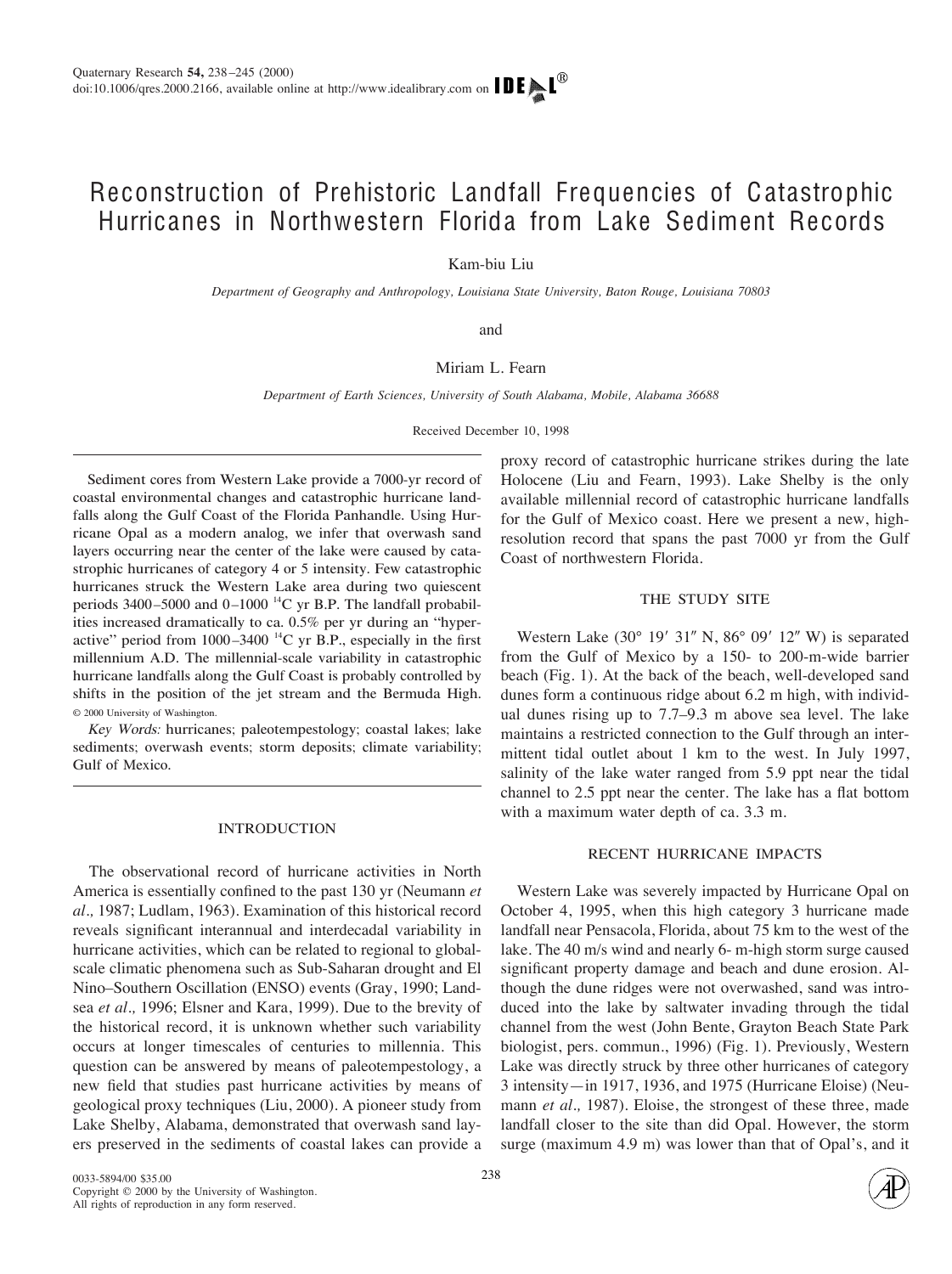# Reconstruction of Prehistoric Landfall Frequencies of Catastrophic Hurricanes in Northwestern Florida from Lake Sediment Records

Kam-biu Liu

*Department of Geography and Anthropology, Louisiana State University, Baton Rouge, Louisiana 70803*

and

Miriam L. Fearn

*Department of Earth Sciences, University of South Alabama, Mobile, Alabama 36688*

Received December 10, 1998

Sediment cores from Western Lake provide a 7000-yr record of coastal environmental changes and catastrophic hurricane landfalls along the Gulf Coast of the Florida Panhandle. Using Hurricane Opal as a modern analog, we infer that overwash sand layers occurring near the center of the lake were caused by catastrophic hurricanes of category 4 or 5 intensity. Few catastrophic hurricanes struck the Western Lake area during two quiescent periods 3400–5000 and 0–1000 $^{14}C$ yr B.P. The landfall probabilities increased dramatically to ca. 0.5% per yr during an "hyperactive" period from 1000–3400 $^{14}C$ yr B.P., especially in the first millennium A.D. The millennial-scale variability in catastrophic hurricane landfalls along the Gulf Coast is probably controlled by shifts in the position of the jet stream and the Bermuda High. © 2000 University of Washington.

*Key Words:* hurricanes; paleotempestology; coastal lakes; lake sediments; overwash events; storm deposits; climate variability; Gulf of Mexico.

## INTRODUCTION

The observational record of hurricane activities in North America is essentially confined to the past 130 yr (Neumann *et al.,* 1987; Ludlam, 1963). Examination of this historical record reveals significant interannual and interdecadal variability in hurricane activities, which can be related to regional to global-scale climatic phenomena such as Sub-Saharan drought and El Nino–Southern Oscillation (ENSO) events (Gray, 1990; Landsea *et al.,* 1996; Elsner and Kara, 1999). Due to the brevity of the historical record, it is unknown whether such variability occurs at longer timescales of centuries to millennia. This question can be answered by means of paleotempestology, a new field that studies past hurricane activities by means of geological proxy techniques (Liu, 2000). A pioneer study from Lake Shelby, Alabama, demonstrated that overwash sand layers preserved in the sediments of coastal lakes can provide a proxy record of catastrophic hurricane strikes during the late Holocene (Liu and Fearn, 1993). Lake Shelby is the only available millennial record of catastrophic hurricane landfalls for the Gulf of Mexico coast. Here we present a new, high-resolution record that spans the past 7000 yr from the Gulf Coast of northwestern Florida.

## THE STUDY SITE

Western Lake (30° 19′ 31″ N, 86° 09′ 12″ W) is separated from the Gulf of Mexico by a 150- to 200-m-wide barrier beach (Fig. 1). At the back of the beach, well-developed sand dunes form a continuous ridge about 6.2 m high, with individual dunes rising up to 7.7–9.3 m above sea level. The lake maintains a restricted connection to the Gulf through an intermittent tidal outlet about 1 km to the west. In July 1997, salinity of the lake water ranged from 5.9 ppt near the tidal channel to 2.5 ppt near the center. The lake has a flat bottom with a maximum water depth of ca. 3.3 m.

## RECENT HURRICANE IMPACTS

Western Lake was severely impacted by Hurricane Opal on October 4, 1995, when this high category 3 hurricane made landfall near Pensacola, Florida, about 75 km to the west of the lake. The 40 m/s wind and nearly 6- m-high storm surge caused significant property damage and beach and dune erosion. Although the dune ridges were not overwashed, sand was introduced into the lake by saltwater invading through the tidal channel from the west (John Bente, Grayton Beach State Park biologist, pers. commun., 1996) (Fig. 1). Previously, Western Lake was directly struck by three other hurricanes of category 3 intensity—in 1917, 1936, and 1975 (Hurricane Eloise) (Neumann *et al.,* 1987). Eloise, the strongest of these three, made landfall closer to the site than did Opal. However, the storm surge (maximum 4.9 m) was lower than that of Opal's, and it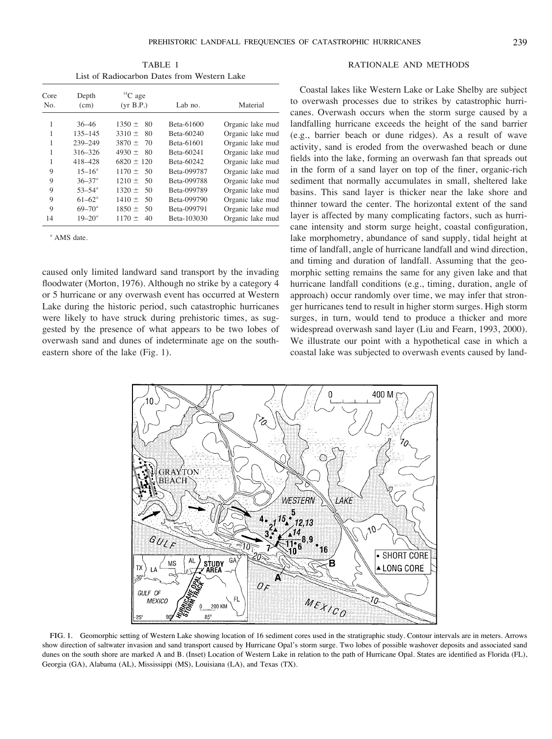TABLE 1
List of Radiocarbon Dates from Western Lake

| Core No. | Depth (cm) | $^{14}C$ age (yr B.P.) | Lab no. | Material |
|---|---|---|---|---|
| 1 | 36–46 | 1350 ± 80 | Beta-61600 | Organic lake mud |
| 1 | 135–145 | 3310 ± 80 | Beta-60240 | Organic lake mud |
| 1 | 239–249 | 3870 ± 70 | Beta-61601 | Organic lake mud |
| 1 | 316–326 | 4930 ± 80 | Beta-60241 | Organic lake mud |
| 1 | 418–428 | 6820 ± 120 | Beta-60242 | Organic lake mud |
| 9 | 15–16[a] | 1170 ± 50 | Beta-099787 | Organic lake mud |
| 9 | 36–37[a] | 1210 ± 50 | Beta-099788 | Organic lake mud |
| 9 | 53–54[a] | 1320 ± 50 | Beta-099789 | Organic lake mud |
| 9 | 61–62[a] | 1410 ± 50 | Beta-099790 | Organic lake mud |
| 9 | 69–70[a] | 1850 ± 50 | Beta-099791 | Organic lake mud |
| 14 | 19–20[a] | 1170 ± 40 | Beta-103030 | Organic lake mud |

[a] AMS date.

caused only limited landward sand transport by the invading floodwater (Morton, 1976). Although no strike by a category 4 or 5 hurricane or any overwash event has occurred at Western Lake during the historic period, such catastrophic hurricanes were likely to have struck during prehistoric times, as suggested by the presence of what appears to be two lobes of overwash sand and dunes of indeterminate age on the southeastern shore of the lake (Fig. 1).

## RATIONALE AND METHODS

Coastal lakes like Western Lake or Lake Shelby are subject to overwash processes due to strikes by catastrophic hurricanes. Overwash occurs when the storm surge caused by a landfalling hurricane exceeds the height of the sand barrier (e.g., barrier beach or dune ridges). As a result of wave activity, sand is eroded from the overwashed beach or dune fields into the lake, forming an overwash fan that spreads out in the form of a sand layer on top of the finer, organic-rich sediment that normally accumulates in small, sheltered lake basins. This sand layer is thicker near the lake shore and thinner toward the center. The horizontal extent of the sand layer is affected by many complicating factors, such as hurricane intensity and storm surge height, coastal configuration, lake morphometry, abundance of sand supply, tidal height at time of landfall, angle of hurricane landfall and wind direction, and timing and duration of landfall. Assuming that the geomorphic setting remains the same for any given lake and that hurricane landfall conditions (e.g., timing, duration, angle of approach) occur randomly over time, we may infer that stronger hurricanes tend to result in higher storm surges. High storm surges, in turn, would tend to produce a thicker and more widespread overwash sand layer (Liu and Fearn, 1993, 2000). We illustrate our point with a hypothetical case in which a coastal lake was subjected to overwash events caused by land-

FIG. 1. Geomorphic setting of Western Lake showing location of 16 sediment cores used in the stratigraphic study. Contour intervals are in meters. Arrows show direction of saltwater invasion and sand transport caused by Hurricane Opal's storm surge. Two lobes of possible washover deposits and associated sand dunes on the south shore are marked A and B. (Inset) Location of Western Lake in relation to the path of Hurricane Opal. States are identified as Florida (FL), Georgia (GA), Alabama (AL), Mississippi (MS), Louisiana (LA), and Texas (TX).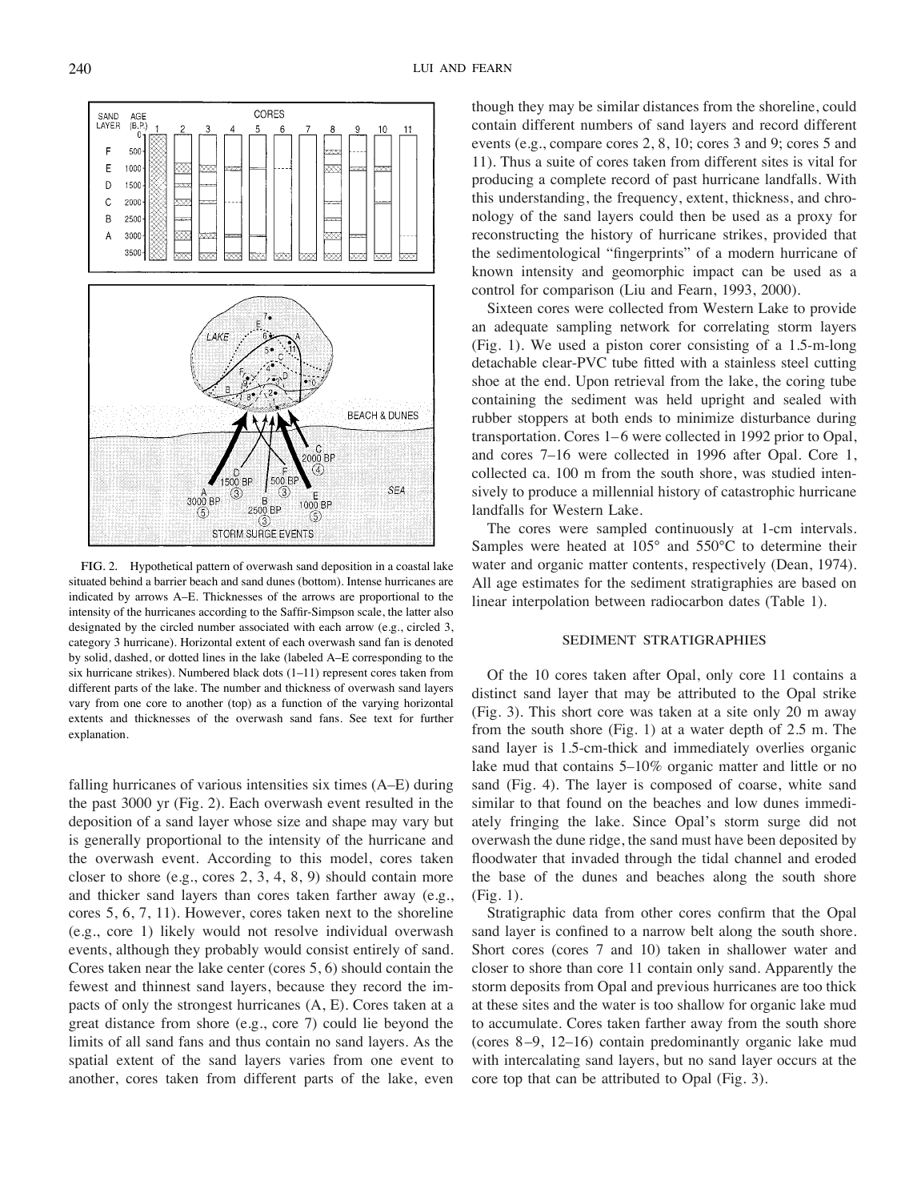FIG. 2. Hypothetical pattern of overwash sand deposition in a coastal lake situated behind a barrier beach and sand dunes (bottom). Intense hurricanes are indicated by arrows A–E. Thicknesses of the arrows are proportional to the intensity of the hurricanes according to the Saffir-Simpson scale, the latter also designated by the circled number associated with each arrow (e.g., circled 3, category 3 hurricane). Horizontal extent of each overwash sand fan is denoted by solid, dashed, or dotted lines in the lake (labeled A–E corresponding to the six hurricane strikes). Numbered black dots (1–11) represent cores taken from different parts of the lake. The number and thickness of overwash sand layers vary from one core to another (top) as a function of the varying horizontal extents and thicknesses of the overwash sand fans. See text for further explanation.

falling hurricanes of various intensities six times (A–E) during the past 3000 yr (Fig. 2). Each overwash event resulted in the deposition of a sand layer whose size and shape may vary but is generally proportional to the intensity of the hurricane and the overwash event. According to this model, cores taken closer to shore (e.g., cores 2, 3, 4, 8, 9) should contain more and thicker sand layers than cores taken farther away (e.g., cores 5, 6, 7, 11). However, cores taken next to the shoreline (e.g., core 1) likely would not resolve individual overwash events, although they probably would consist entirely of sand. Cores taken near the lake center (cores 5, 6) should contain the fewest and thinnest sand layers, because they record the impacts of only the strongest hurricanes (A, E). Cores taken at a great distance from shore (e.g., core 7) could lie beyond the limits of all sand fans and thus contain no sand layers. As the spatial extent of the sand layers varies from one event to another, cores taken from different parts of the lake, even though they may be similar distances from the shoreline, could contain different numbers of sand layers and record different events (e.g., compare cores 2, 8, 10; cores 3 and 9; cores 5 and 11). Thus a suite of cores taken from different sites is vital for producing a complete record of past hurricane landfalls. With this understanding, the frequency, extent, thickness, and chronology of the sand layers could then be used as a proxy for reconstructing the history of hurricane strikes, provided that the sedimentological "fingerprints" of a modern hurricane of known intensity and geomorphic impact can be used as a control for comparison (Liu and Fearn, 1993, 2000).

Sixteen cores were collected from Western Lake to provide an adequate sampling network for correlating storm layers (Fig. 1). We used a piston corer consisting of a 1.5-m-long detachable clear-PVC tube fitted with a stainless steel cutting shoe at the end. Upon retrieval from the lake, the coring tube containing the sediment was held upright and sealed with rubber stoppers at both ends to minimize disturbance during transportation. Cores 1–6 were collected in 1992 prior to Opal, and cores 7–16 were collected in 1996 after Opal. Core 1, collected ca. 100 m from the south shore, was studied intensively to produce a millennial history of catastrophic hurricane landfalls for Western Lake.

The cores were sampled continuously at 1-cm intervals. Samples were heated at 105° and 550°C to determine their water and organic matter contents, respectively (Dean, 1974). All age estimates for the sediment stratigraphies are based on linear interpolation between radiocarbon dates (Table 1).

## SEDIMENT STRATIGRAPHIES

Of the 10 cores taken after Opal, only core 11 contains a distinct sand layer that may be attributed to the Opal strike (Fig. 3). This short core was taken at a site only 20 m away from the south shore (Fig. 1) at a water depth of 2.5 m. The sand layer is 1.5-cm-thick and immediately overlies organic lake mud that contains 5–10% organic matter and little or no sand (Fig. 4). The layer is composed of coarse, white sand similar to that found on the beaches and low dunes immediately fringing the lake. Since Opal's storm surge did not overwash the dune ridge, the sand must have been deposited by floodwater that invaded through the tidal channel and eroded the base of the dunes and beaches along the south shore (Fig. 1).

Stratigraphic data from other cores confirm that the Opal sand layer is confined to a narrow belt along the south shore. Short cores (cores 7 and 10) taken in shallower water and closer to shore than core 11 contain only sand. Apparently the storm deposits from Opal and previous hurricanes are too thick at these sites and the water is too shallow for organic lake mud to accumulate. Cores taken farther away from the south shore (cores 8–9, 12–16) contain predominantly organic lake mud with intercalating sand layers, but no sand layer occurs at the core top that can be attributed to Opal (Fig. 3).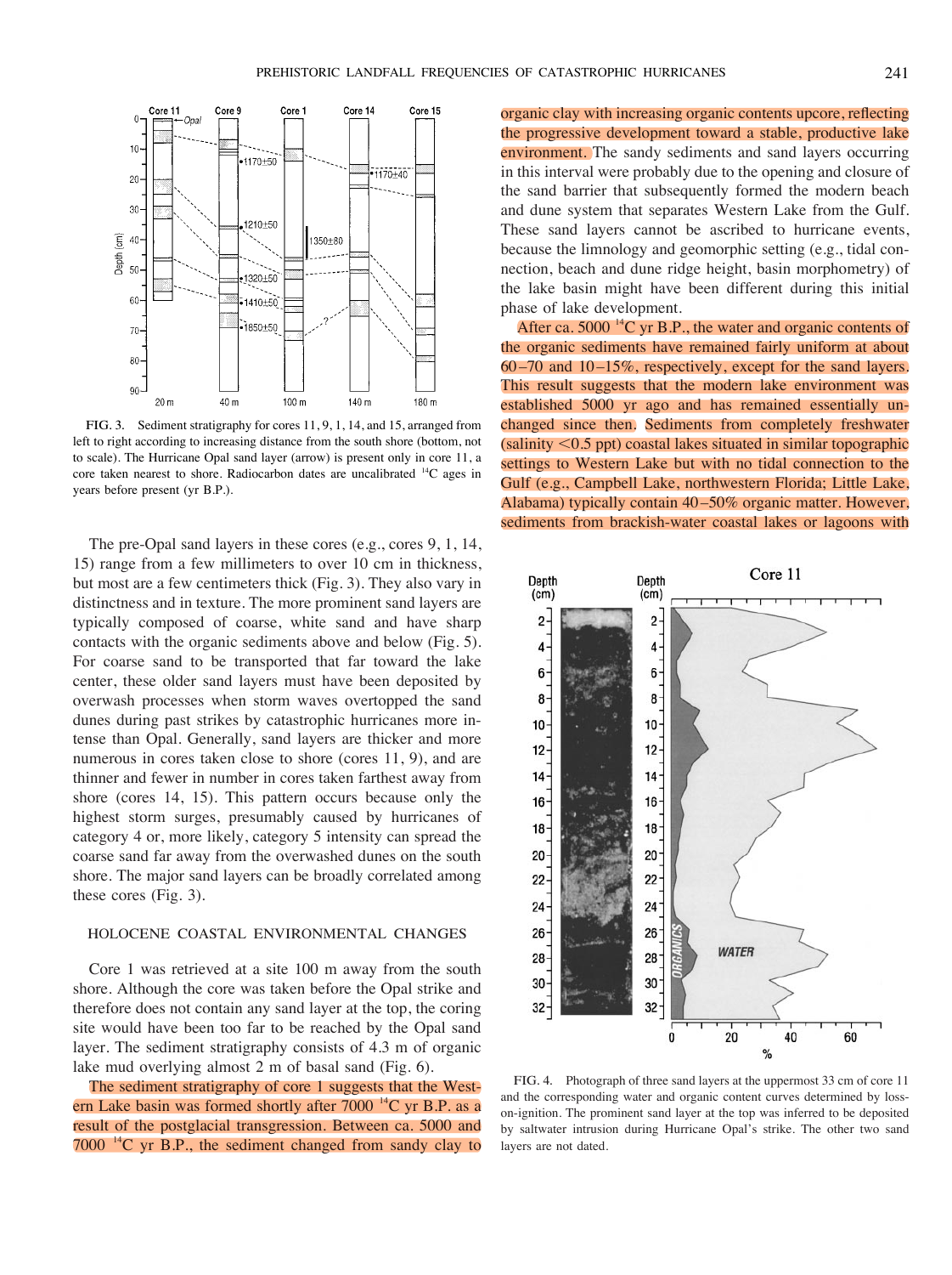FIG. 3. Sediment stratigraphy for cores 11, 9, 1, 14, and 15, arranged from left to right according to increasing distance from the south shore (bottom, not to scale). The Hurricane Opal sand layer (arrow) is present only in core 11, a core taken nearest to shore. Radiocarbon dates are uncalibrated $^{14}$C ages in years before present (yr B.P.).

The pre-Opal sand layers in these cores (e.g., cores 9, 1, 14, 15) range from a few millimeters to over 10 cm in thickness, but most are a few centimeters thick (Fig. 3). They also vary in distinctness and in texture. The more prominent sand layers are typically composed of coarse, white sand and have sharp contacts with the organic sediments above and below (Fig. 5). For coarse sand to be transported that far toward the lake center, these older sand layers must have been deposited by overwash processes when storm waves overtopped the sand dunes during past strikes by catastrophic hurricanes more intense than Opal. Generally, sand layers are thicker and more numerous in cores taken close to shore (cores 11, 9), and are thinner and fewer in number in cores taken farthest away from shore (cores 14, 15). This pattern occurs because only the highest storm surges, presumably caused by hurricanes of category 4 or, more likely, category 5 intensity can spread the coarse sand far away from the overwashed dunes on the south shore. The major sand layers can be broadly correlated among these cores (Fig. 3).

## HOLOCENE COASTAL ENVIRONMENTAL CHANGES

Core 1 was retrieved at a site 100 m away from the south shore. Although the core was taken before the Opal strike and therefore does not contain any sand layer at the top, the coring site would have been too far to be reached by the Opal sand layer. The sediment stratigraphy consists of 4.3 m of organic lake mud overlying almost 2 m of basal sand (Fig. 6).

The sediment stratigraphy of core 1 suggests that the Western Lake basin was formed shortly after 7000 $^{14}$C yr B.P. as a result of the postglacial transgression. Between ca. 5000 and 7000 $^{14}$C yr B.P., the sediment changed from sandy clay to organic clay with increasing organic contents upcore, reflecting the progressive development toward a stable, productive lake environment. The sandy sediments and sand layers occurring in this interval were probably due to the opening and closure of the sand barrier that subsequently formed the modern beach and dune system that separates Western Lake from the Gulf. These sand layers cannot be ascribed to hurricane events, because the limnology and geomorphic setting (e.g., tidal connection, beach and dune ridge height, basin morphometry) of the lake basin might have been different during this initial phase of lake development.

After ca. 5000 $^{14}$C yr B.P., the water and organic contents of the organic sediments have remained fairly uniform at about 60–70 and 10–15%, respectively, except for the sand layers. This result suggests that the modern lake environment was established 5000 yr ago and has remained essentially unchanged since then. Sediments from completely freshwater (salinity <0.5 ppt) coastal lakes situated in similar topographic settings to Western Lake but with no tidal connection to the Gulf (e.g., Campbell Lake, northwestern Florida; Little Lake, Alabama) typically contain 40–50% organic matter. However, sediments from brackish-water coastal lakes or lagoons with

FIG. 4. Photograph of three sand layers at the uppermost 33 cm of core 11 and the corresponding water and organic content curves determined by loss-on-ignition. The prominent sand layer at the top was inferred to be deposited by saltwater intrusion during Hurricane Opal's strike. The other two sand layers are not dated.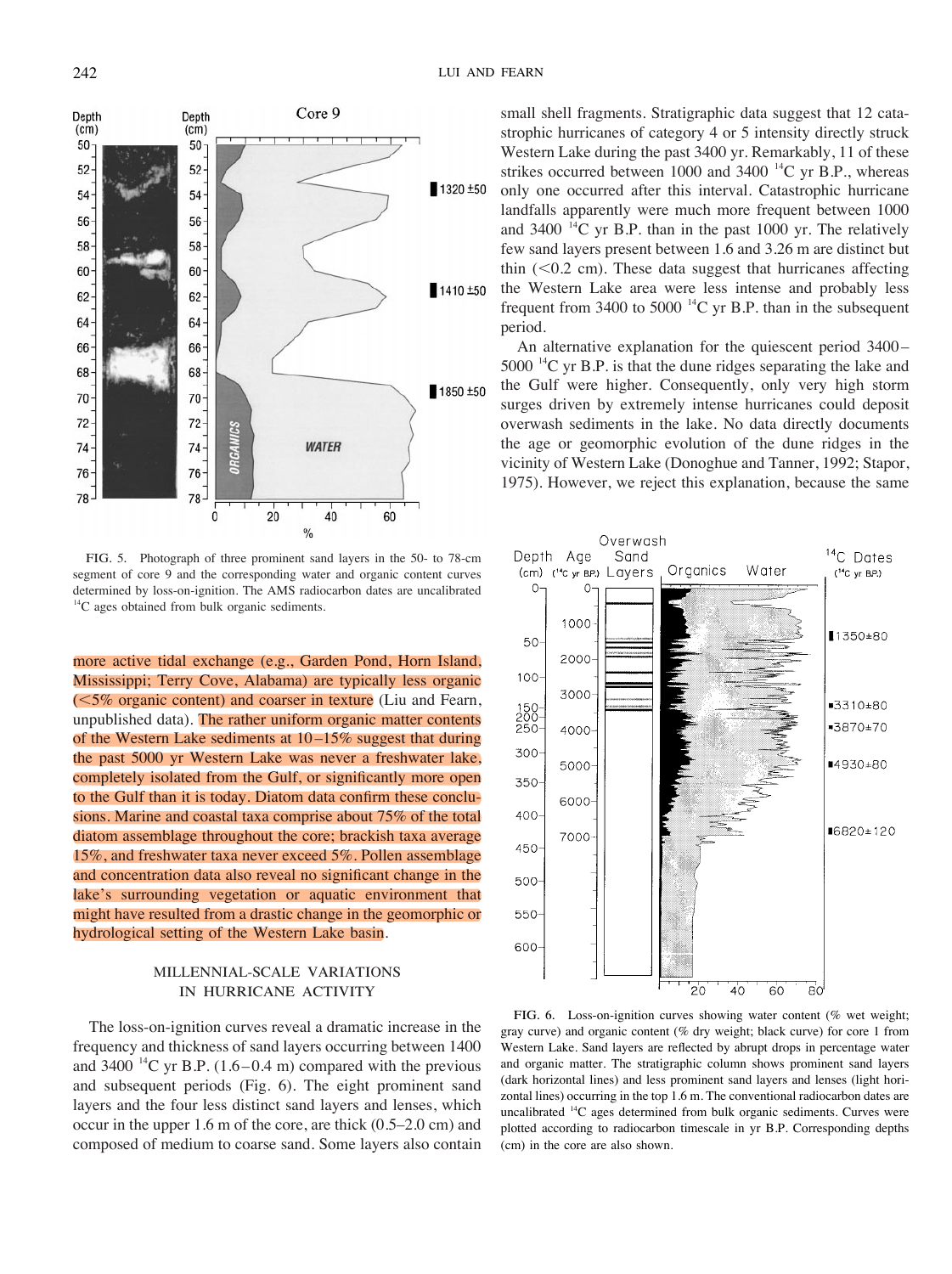FIG. 5. Photograph of three prominent sand layers in the 50- to 78-cm segment of core 9 and the corresponding water and organic content curves determined by loss-on-ignition. The AMS radiocarbon dates are uncalibrated $^{14}$C ages obtained from bulk organic sediments.

more active tidal exchange (e.g., Garden Pond, Horn Island, Mississippi; Terry Cove, Alabama) are typically less organic (<5% organic content) and coarser in texture (Liu and Fearn, unpublished data). The rather uniform organic matter contents of the Western Lake sediments at 10–15% suggest that during the past 5000 yr Western Lake was never a freshwater lake, completely isolated from the Gulf, or significantly more open to the Gulf than it is today. Diatom data confirm these conclusions. Marine and coastal taxa comprise about 75% of the total diatom assemblage throughout the core; brackish taxa average 15%, and freshwater taxa never exceed 5%. Pollen assemblage and concentration data also reveal no significant change in the lake's surrounding vegetation or aquatic environment that might have resulted from a drastic change in the geomorphic or hydrological setting of the Western Lake basin.

## MILLENNIAL-SCALE VARIATIONS IN HURRICANE ACTIVITY

The loss-on-ignition curves reveal a dramatic increase in the frequency and thickness of sand layers occurring between 1400 and 3400 $^{14}$C yr B.P. (1.6–0.4 m) compared with the previous and subsequent periods (Fig. 6). The eight prominent sand layers and the four less distinct sand layers and lenses, which occur in the upper 1.6 m of the core, are thick (0.5–2.0 cm) and composed of medium to coarse sand. Some layers also contain small shell fragments. Stratigraphic data suggest that 12 catastrophic hurricanes of category 4 or 5 intensity directly struck Western Lake during the past 3400 yr. Remarkably, 11 of these strikes occurred between 1000 and 3400 $^{14}$C yr B.P., whereas only one occurred after this interval. Catastrophic hurricane landfalls apparently were much more frequent between 1000 and 3400 $^{14}$C yr B.P. than in the past 1000 yr. The relatively few sand layers present between 1.6 and 3.26 m are distinct but thin (<0.2 cm). These data suggest that hurricanes affecting the Western Lake area were less intense and probably less frequent from 3400 to 5000 $^{14}$C yr B.P. than in the subsequent period.

An alternative explanation for the quiescent period 3400–5000 $^{14}$C yr B.P. is that the dune ridges separating the lake and the Gulf were higher. Consequently, only very high storm surges driven by extremely intense hurricanes could deposit overwash sediments in the lake. No data directly documents the age or geomorphic evolution of the dune ridges in the vicinity of Western Lake (Donoghue and Tanner, 1992; Stapor, 1975). However, we reject this explanation, because the same

FIG. 6. Loss-on-ignition curves showing water content (% wet weight; gray curve) and organic content (% dry weight; black curve) for core 1 from Western Lake. Sand layers are reflected by abrupt drops in percentage water and organic matter. The stratigraphic column shows prominent sand layers (dark horizontal lines) and less prominent sand layers and lenses (light horizontal lines) occurring in the top 1.6 m. The conventional radiocarbon dates are uncalibrated $^{14}$C ages determined from bulk organic sediments. Curves were plotted according to radiocarbon timescale in yr B.P. Corresponding depths (cm) in the core are also shown.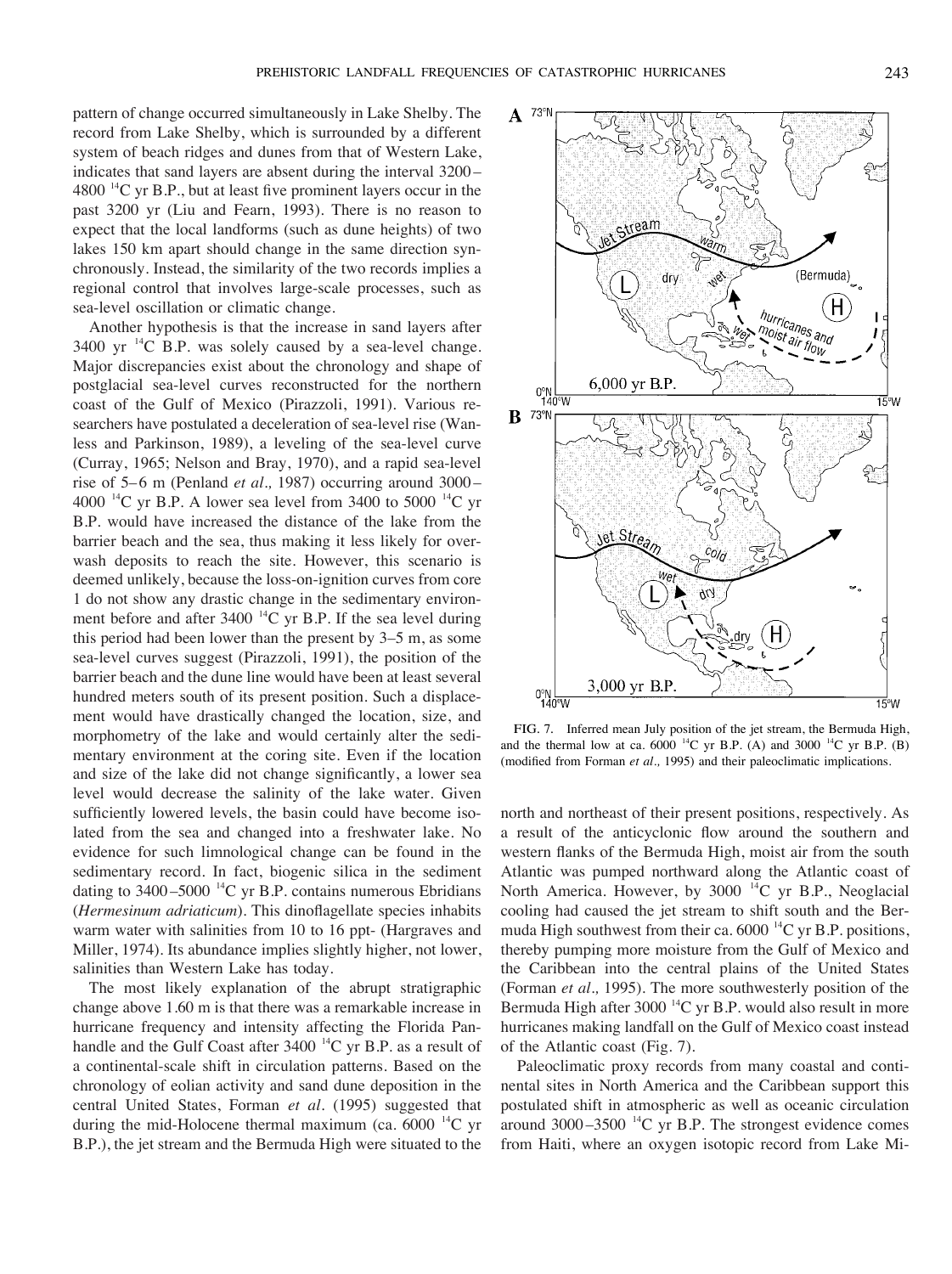pattern of change occurred simultaneously in Lake Shelby. The record from Lake Shelby, which is surrounded by a different system of beach ridges and dunes from that of Western Lake, indicates that sand layers are absent during the interval 3200–4800 $^{14}$C yr B.P., but at least five prominent layers occur in the past 3200 yr (Liu and Fearn, 1993). There is no reason to expect that the local landforms (such as dune heights) of two lakes 150 km apart should change in the same direction synchronously. Instead, the similarity of the two records implies a regional control that involves large-scale processes, such as sea-level oscillation or climatic change.

Another hypothesis is that the increase in sand layers after 3400 yr $^{14}$C B.P. was solely caused by a sea-level change. Major discrepancies exist about the chronology and shape of postglacial sea-level curves reconstructed for the northern coast of the Gulf of Mexico (Pirazzoli, 1991). Various researchers have postulated a deceleration of sea-level rise (Wanless and Parkinson, 1989), a leveling of the sea-level curve (Curray, 1965; Nelson and Bray, 1970), and a rapid sea-level rise of 5–6 m (Penland *et al.,* 1987) occurring around 3000–4000 $^{14}$C yr B.P. A lower sea level from 3400 to 5000 $^{14}$C yr B.P. would have increased the distance of the lake from the barrier beach and the sea, thus making it less likely for overwash deposits to reach the site. However, this scenario is deemed unlikely, because the loss-on-ignition curves from core 1 do not show any drastic change in the sedimentary environment before and after 3400 $^{14}$C yr B.P. If the sea level during this period had been lower than the present by 3–5 m, as some sea-level curves suggest (Pirazzoli, 1991), the position of the barrier beach and the dune line would have been at least several hundred meters south of its present position. Such a displacement would have drastically changed the location, size, and morphometry of the lake and would certainly alter the sedimentary environment at the coring site. Even if the location and size of the lake did not change significantly, a lower sea level would decrease the salinity of the lake water. Given sufficiently lowered levels, the basin could have become isolated from the sea and changed into a freshwater lake. No evidence for such limnological change can be found in the sedimentary record. In fact, biogenic silica in the sediment dating to 3400–5000 $^{14}$C yr B.P. contains numerous Ebridians (*Hermesinum adriaticum*). This dinoflagellate species inhabits warm water with salinities from 10 to 16 ppt- (Hargraves and Miller, 1974). Its abundance implies slightly higher, not lower, salinities than Western Lake has today.

The most likely explanation of the abrupt stratigraphic change above 1.60 m is that there was a remarkable increase in hurricane frequency and intensity affecting the Florida Panhandle and the Gulf Coast after 3400 $^{14}$C yr B.P. as a result of a continental-scale shift in circulation patterns. Based on the chronology of eolian activity and sand dune deposition in the central United States, Forman *et al.* (1995) suggested that during the mid-Holocene thermal maximum (ca. 6000 $^{14}$C yr B.P.), the jet stream and the Bermuda High were situated to the north and northeast of their present positions, respectively. As a result of the anticyclonic flow around the southern and western flanks of the Bermuda High, moist air from the south Atlantic was pumped northward along the Atlantic coast of North America. However, by 3000 $^{14}$C yr B.P., Neoglacial cooling had caused the jet stream to shift south and the Bermuda High southwest from their ca. 6000 $^{14}$C yr B.P. positions, thereby pumping more moisture from the Gulf of Mexico and the Caribbean into the central plains of the United States (Forman *et al.,* 1995). The more southwesterly position of the Bermuda High after 3000 $^{14}$C yr B.P. would also result in more hurricanes making landfall on the Gulf of Mexico coast instead of the Atlantic coast (Fig. 7).

FIG. 7. Inferred mean July position of the jet stream, the Bermuda High, and the thermal low at ca. 6000 $^{14}$C yr B.P. (A) and 3000 $^{14}$C yr B.P. (B) (modified from Forman *et al.,* 1995) and their paleoclimatic implications.

Paleoclimatic proxy records from many coastal and continental sites in North America and the Caribbean support this postulated shift in atmospheric as well as oceanic circulation around 3000–3500 $^{14}$C yr B.P. The strongest evidence comes from Haiti, where an oxygen isotopic record from Lake Mi-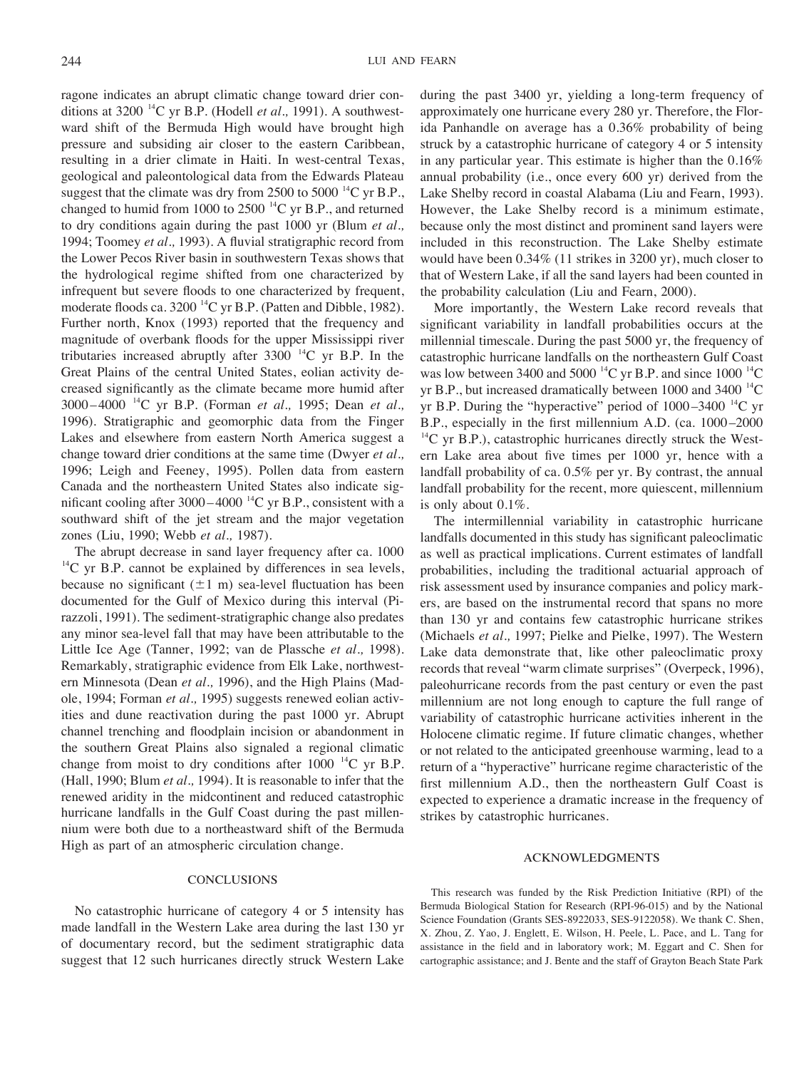ragone indicates an abrupt climatic change toward drier conditions at 3200 $^{14}$C yr B.P. (Hodell *et al.,* 1991). A southwestward shift of the Bermuda High would have brought high pressure and subsiding air closer to the eastern Caribbean, resulting in a drier climate in Haiti. In west-central Texas, geological and paleontological data from the Edwards Plateau suggest that the climate was dry from 2500 to 5000 $^{14}$C yr B.P., changed to humid from 1000 to 2500 $^{14}$C yr B.P., and returned to dry conditions again during the past 1000 yr (Blum *et al.,* 1994; Toomey *et al.,* 1993). A fluvial stratigraphic record from the Lower Pecos River basin in southwestern Texas shows that the hydrological regime shifted from one characterized by infrequent but severe floods to one characterized by frequent, moderate floods ca. 3200 $^{14}$C yr B.P. (Patten and Dibble, 1982). Further north, Knox (1993) reported that the frequency and magnitude of overbank floods for the upper Mississippi river tributaries increased abruptly after 3300 $^{14}$C yr B.P. In the Great Plains of the central United States, eolian activity decreased significantly as the climate became more humid after 3000–4000 $^{14}$C yr B.P. (Forman *et al.,* 1995; Dean *et al.,* 1996). Stratigraphic and geomorphic data from the Finger Lakes and elsewhere from eastern North America suggest a change toward drier conditions at the same time (Dwyer *et al.,* 1996; Leigh and Feeney, 1995). Pollen data from eastern Canada and the northeastern United States also indicate significant cooling after 3000–4000 $^{14}$C yr B.P., consistent with a southward shift of the jet stream and the major vegetation zones (Liu, 1990; Webb *et al.,* 1987).

The abrupt decrease in sand layer frequency after ca. 1000 $^{14}$C yr B.P. cannot be explained by differences in sea levels, because no significant ($\pm 1$ m) sea-level fluctuation has been documented for the Gulf of Mexico during this interval (Pirazzoli, 1991). The sediment-stratigraphic change also predates any minor sea-level fall that may have been attributable to the Little Ice Age (Tanner, 1992; van de Plassche *et al.,* 1998). Remarkably, stratigraphic evidence from Elk Lake, northwestern Minnesota (Dean *et al.,* 1996), and the High Plains (Madole, 1994; Forman *et al.,* 1995) suggests renewed eolian activities and dune reactivation during the past 1000 yr. Abrupt channel trenching and floodplain incision or abandonment in the southern Great Plains also signaled a regional climatic change from moist to dry conditions after 1000 $^{14}$C yr B.P. (Hall, 1990; Blum *et al.,* 1994). It is reasonable to infer that the renewed aridity in the midcontinent and reduced catastrophic hurricane landfalls in the Gulf Coast during the past millennium were both due to a northeastward shift of the Bermuda High as part of an atmospheric circulation change.

## CONCLUSIONS

No catastrophic hurricane of category 4 or 5 intensity has made landfall in the Western Lake area during the last 130 yr of documentary record, but the sediment stratigraphic data suggest that 12 such hurricanes directly struck Western Lake during the past 3400 yr, yielding a long-term frequency of approximately one hurricane every 280 yr. Therefore, the Florida Panhandle on average has a 0.36% probability of being struck by a catastrophic hurricane of category 4 or 5 intensity in any particular year. This estimate is higher than the 0.16% annual probability (i.e., once every 600 yr) derived from the Lake Shelby record in coastal Alabama (Liu and Fearn, 1993). However, the Lake Shelby record is a minimum estimate, because only the most distinct and prominent sand layers were included in this reconstruction. The Lake Shelby estimate would have been 0.34% (11 strikes in 3200 yr), much closer to that of Western Lake, if all the sand layers had been counted in the probability calculation (Liu and Fearn, 2000).

More importantly, the Western Lake record reveals that significant variability in landfall probabilities occurs at the millennial timescale. During the past 5000 yr, the frequency of catastrophic hurricane landfalls on the northeastern Gulf Coast was low between 3400 and 5000 $^{14}$C yr B.P. and since 1000 $^{14}$C yr B.P., but increased dramatically between 1000 and 3400 $^{14}$C yr B.P. During the "hyperactive" period of 1000–3400 $^{14}$C yr B.P., especially in the first millennium A.D. (ca. 1000–2000 $^{14}$C yr B.P.), catastrophic hurricanes directly struck the Western Lake area about five times per 1000 yr, hence with a landfall probability of ca. 0.5% per yr. By contrast, the annual landfall probability for the recent, more quiescent, millennium is only about 0.1%.

The intermillennial variability in catastrophic hurricane landfalls documented in this study has significant paleoclimatic as well as practical implications. Current estimates of landfall probabilities, including the traditional actuarial approach of risk assessment used by insurance companies and policy markers, are based on the instrumental record that spans no more than 130 yr and contains few catastrophic hurricane strikes (Michaels *et al.,* 1997; Pielke and Pielke, 1997). The Western Lake data demonstrate that, like other paleoclimatic proxy records that reveal "warm climate surprises" (Overpeck, 1996), paleohurricane records from the past century or even the past millennium are not long enough to capture the full range of variability of catastrophic hurricane activities inherent in the Holocene climatic regime. If future climatic changes, whether or not related to the anticipated greenhouse warming, lead to a return of a "hyperactive" hurricane regime characteristic of the first millennium A.D., then the northeastern Gulf Coast is expected to experience a dramatic increase in the frequency of strikes by catastrophic hurricanes.

## ACKNOWLEDGMENTS

This research was funded by the Risk Prediction Initiative (RPI) of the Bermuda Biological Station for Research (RPI-96-015) and by the National Science Foundation (Grants SES-8922033, SES-9122058). We thank C. Shen, X. Zhou, Z. Yao, J. Englett, E. Wilson, H. Peele, L. Pace, and L. Tang for assistance in the field and in laboratory work; M. Eggart and C. Shen for cartographic assistance; and J. Bente and the staff of Grayton Beach State Park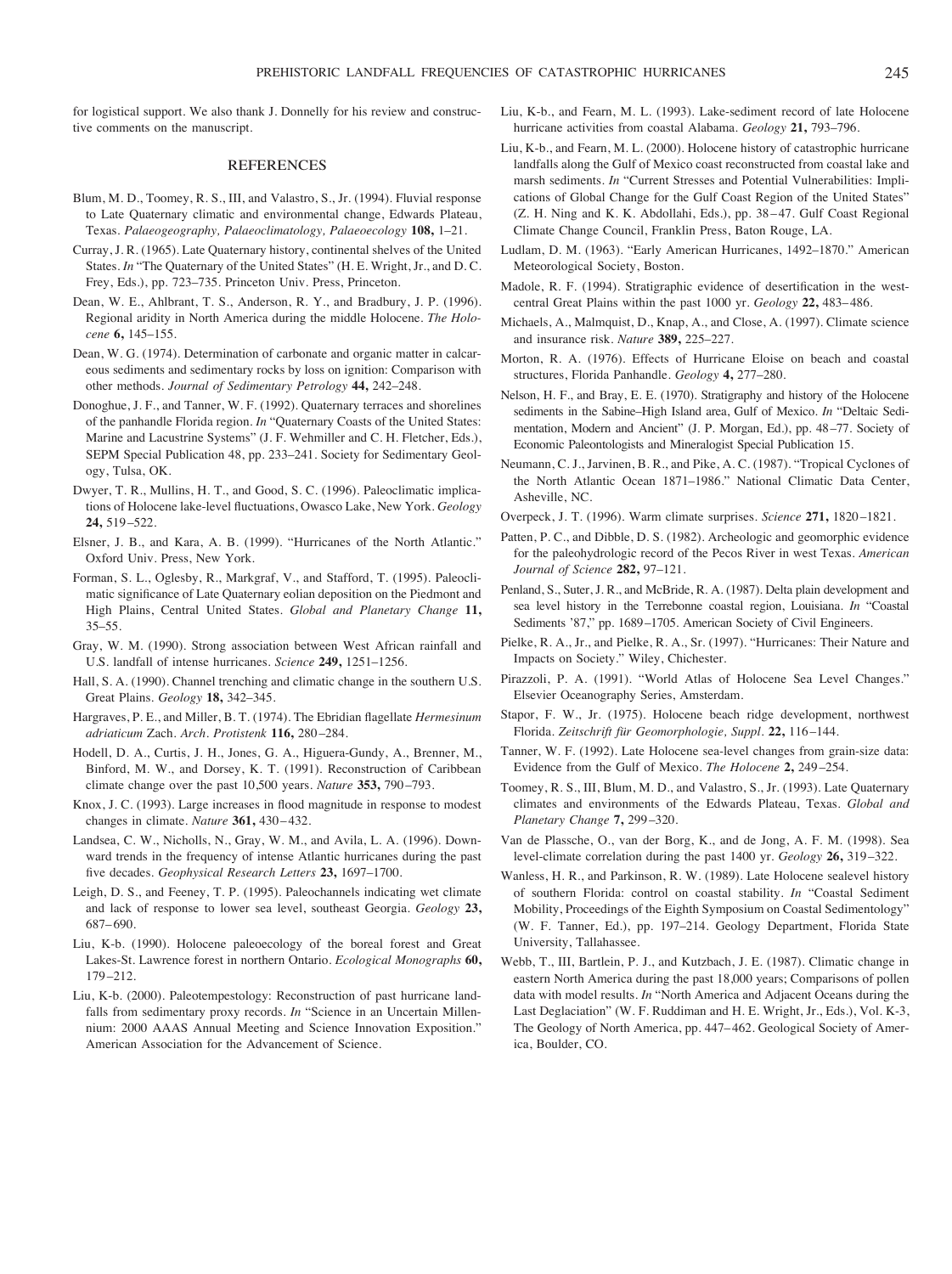for logistical support. We also thank J. Donnelly for his review and constructive comments on the manuscript.

## REFERENCES

Blum, M. D., Toomey, R. S., III, and Valastro, S., Jr. (1994). Fluvial response to Late Quaternary climatic and environmental change, Edwards Plateau, Texas. *Palaeogeography, Palaeoclimatology, Palaeoecology* **108,** 1–21.

Curray, J. R. (1965). Late Quaternary history, continental shelves of the United States. *In* "The Quaternary of the United States" (H. E. Wright, Jr., and D. C. Frey, Eds.), pp. 723–735. Princeton Univ. Press, Princeton.

Dean, W. E., Ahlbrant, T. S., Anderson, R. Y., and Bradbury, J. P. (1996). Regional aridity in North America during the middle Holocene. *The Holocene* **6,** 145–155.

Dean, W. G. (1974). Determination of carbonate and organic matter in calcareous sediments and sedimentary rocks by loss on ignition: Comparison with other methods. *Journal of Sedimentary Petrology* **44,** 242–248.

Donoghue, J. F., and Tanner, W. F. (1992). Quaternary terraces and shorelines of the panhandle Florida region. *In* "Quaternary Coasts of the United States: Marine and Lacustrine Systems" (J. F. Wehmiller and C. H. Fletcher, Eds.), SEPM Special Publication 48, pp. 233–241. Society for Sedimentary Geology, Tulsa, OK.

Dwyer, T. R., Mullins, H. T., and Good, S. C. (1996). Paleoclimatic implications of Holocene lake-level fluctuations, Owasco Lake, New York. *Geology* **24,** 519–522.

Elsner, J. B., and Kara, A. B. (1999). "Hurricanes of the North Atlantic." Oxford Univ. Press, New York.

Forman, S. L., Oglesby, R., Markgraf, V., and Stafford, T. (1995). Paleoclimatic significance of Late Quaternary eolian deposition on the Piedmont and High Plains, Central United States. *Global and Planetary Change* **11,** 35–55.

Gray, W. M. (1990). Strong association between West African rainfall and U.S. landfall of intense hurricanes. *Science* **249,** 1251–1256.

Hall, S. A. (1990). Channel trenching and climatic change in the southern U.S. Great Plains. *Geology* **18,** 342–345.

Hargraves, P. E., and Miller, B. T. (1974). The Ebridian flagellate *Hermesinum adriaticum* Zach. *Arch. Protistenk* **116,** 280–284.

Hodell, D. A., Curtis, J. H., Jones, G. A., Higuera-Gundy, A., Brenner, M., Binford, M. W., and Dorsey, K. T. (1991). Reconstruction of Caribbean climate change over the past 10,500 years. *Nature* **353,** 790–793.

Knox, J. C. (1993). Large increases in flood magnitude in response to modest changes in climate. *Nature* **361,** 430–432.

Landsea, C. W., Nicholls, N., Gray, W. M., and Avila, L. A. (1996). Downward trends in the frequency of intense Atlantic hurricanes during the past five decades. *Geophysical Research Letters* **23,** 1697–1700.

Leigh, D. S., and Feeney, T. P. (1995). Paleochannels indicating wet climate and lack of response to lower sea level, southeast Georgia. *Geology* **23,** 687–690.

Liu, K-b. (1990). Holocene paleoecology of the boreal forest and Great Lakes-St. Lawrence forest in northern Ontario. *Ecological Monographs* **60,** 179–212.

Liu, K-b. (2000). Paleotempestology: Reconstruction of past hurricane landfalls from sedimentary proxy records. *In* "Science in an Uncertain Millennium: 2000 AAAS Annual Meeting and Science Innovation Exposition." American Association for the Advancement of Science.

Liu, K-b., and Fearn, M. L. (1993). Lake-sediment record of late Holocene hurricane activities from coastal Alabama. *Geology* **21,** 793–796.

Liu, K-b., and Fearn, M. L. (2000). Holocene history of catastrophic hurricane landfalls along the Gulf of Mexico coast reconstructed from coastal lake and marsh sediments. *In* "Current Stresses and Potential Vulnerabilities: Implications of Global Change for the Gulf Coast Region of the United States" (Z. H. Ning and K. K. Abdollahi, Eds.), pp. 38–47. Gulf Coast Regional Climate Change Council, Franklin Press, Baton Rouge, LA.

Ludlam, D. M. (1963). "Early American Hurricanes, 1492–1870." American Meteorological Society, Boston.

Madole, R. F. (1994). Stratigraphic evidence of desertification in the west-central Great Plains within the past 1000 yr. *Geology* **22,** 483–486.

Michaels, A., Malmquist, D., Knap, A., and Close, A. (1997). Climate science and insurance risk. *Nature* **389,** 225–227.

Morton, R. A. (1976). Effects of Hurricane Eloise on beach and coastal structures, Florida Panhandle. *Geology* **4,** 277–280.

Nelson, H. F., and Bray, E. E. (1970). Stratigraphy and history of the Holocene sediments in the Sabine–High Island area, Gulf of Mexico. *In* "Deltaic Sedimentation, Modern and Ancient" (J. P. Morgan, Ed.), pp. 48–77. Society of Economic Paleontologists and Mineralogist Special Publication 15.

Neumann, C. J., Jarvinen, B. R., and Pike, A. C. (1987). "Tropical Cyclones of the North Atlantic Ocean 1871–1986." National Climatic Data Center, Asheville, NC.

Overpeck, J. T. (1996). Warm climate surprises. *Science* **271,** 1820–1821.

Patten, P. C., and Dibble, D. S. (1982). Archeologic and geomorphic evidence for the paleohydrologic record of the Pecos River in west Texas. *American Journal of Science* **282,** 97–121.

Penland, S., Suter, J. R., and McBride, R. A. (1987). Delta plain development and sea level history in the Terrebonne coastal region, Louisiana. *In* "Coastal Sediments '87," pp. 1689–1705. American Society of Civil Engineers.

Pielke, R. A., Jr., and Pielke, R. A., Sr. (1997). "Hurricanes: Their Nature and Impacts on Society." Wiley, Chichester.

Pirazzoli, P. A. (1991). "World Atlas of Holocene Sea Level Changes." Elsevier Oceanography Series, Amsterdam.

Stapor, F. W., Jr. (1975). Holocene beach ridge development, northwest Florida. *Zeitschrift für Geomorphologie, Suppl.* **22,** 116–144.

Tanner, W. F. (1992). Late Holocene sea-level changes from grain-size data: Evidence from the Gulf of Mexico. *The Holocene* **2,** 249–254.

Toomey, R. S., III, Blum, M. D., and Valastro, S., Jr. (1993). Late Quaternary climates and environments of the Edwards Plateau, Texas. *Global and Planetary Change* **7,** 299–320.

Van de Plassche, O., van der Borg, K., and de Jong, A. F. M. (1998). Sea level-climate correlation during the past 1400 yr. *Geology* **26,** 319–322.

Wanless, H. R., and Parkinson, R. W. (1989). Late Holocene sealevel history of southern Florida: control on coastal stability. *In* "Coastal Sediment Mobility, Proceedings of the Eighth Symposium on Coastal Sedimentology" (W. F. Tanner, Ed.), pp. 197–214. Geology Department, Florida State University, Tallahassee.

Webb, T., III, Bartlein, P. J., and Kutzbach, J. E. (1987). Climatic change in eastern North America during the past 18,000 years; Comparisons of pollen data with model results. *In* "North America and Adjacent Oceans during the Last Deglaciation" (W. F. Ruddiman and H. E. Wright, Jr., Eds.), Vol. K-3, The Geology of North America, pp. 447–462. Geological Society of America, Boulder, CO.